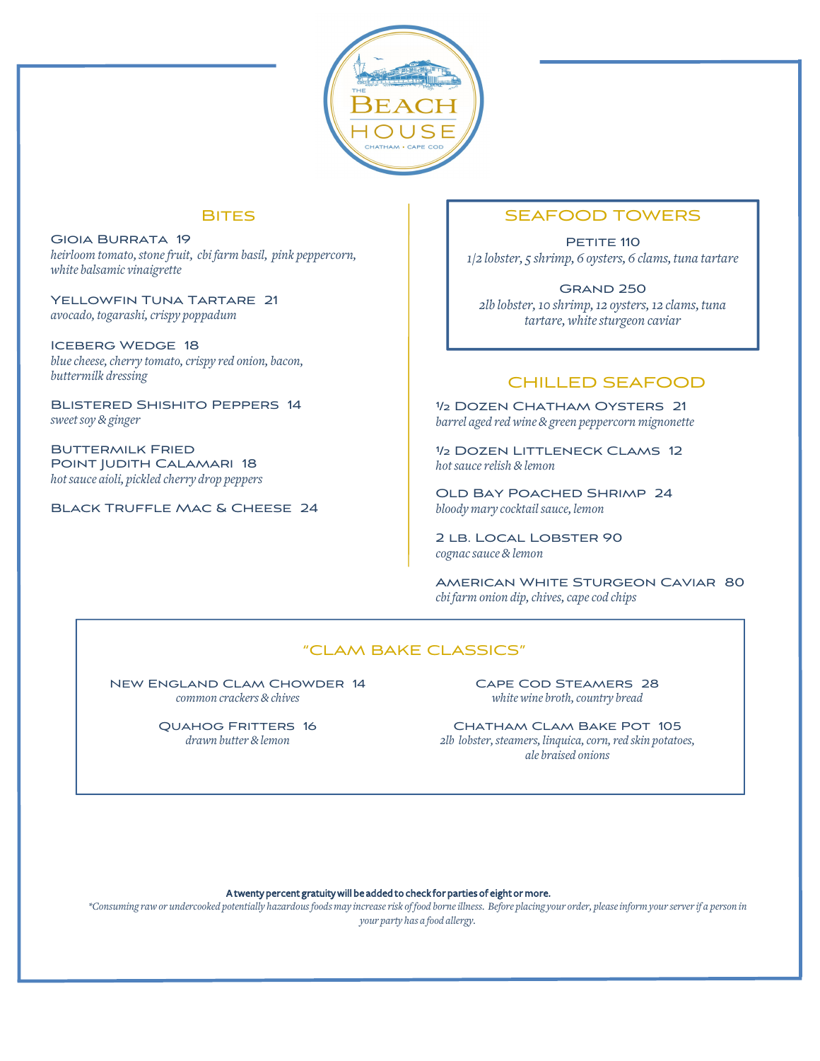# The Beach House

Chatham • Cape Cod

## Bites

**Gioia Burrata 19**
*heirloom tomato, stone fruit, cbi farm basil, pink peppercorn, white balsamic vinaigrette*

**Yellowfin Tuna Tartare 21**
*avocado, togarashi, crispy poppadum*

**Iceberg Wedge 18**
*blue cheese, cherry tomato, crispy red onion, bacon, buttermilk dressing*

**Blistered Shishito Peppers 14**
*sweet soy & ginger*

**Buttermilk Fried Point Judith Calamari 18**
*hot sauce aioli, pickled cherry drop peppers*

**Black Truffle Mac & Cheese 24**

## Seafood Towers

**Petite 110**
*1/2 lobster, 5 shrimp, 6 oysters, 6 clams, tuna tartare*

**Grand 250**
*2lb lobster, 10 shrimp, 12 oysters, 12 clams, tuna tartare, white sturgeon caviar*

## Chilled Seafood

**½ Dozen Chatham Oysters 21**
*barrel aged red wine & green peppercorn mignonette*

**½ Dozen Littleneck Clams 12**
*hot sauce relish & lemon*

**Old Bay Poached Shrimp 24**
*bloody mary cocktail sauce, lemon*

**2 lb. Local Lobster 90**
*cognac sauce & lemon*

**American White Sturgeon Caviar 80**
*cbi farm onion dip, chives, cape cod chips*

## "Clam Bake Classics"

**New England Clam Chowder 14**
*common crackers & chives*

**Quahog Fritters 16**
*drawn butter & lemon*

**Cape Cod Steamers 28**
*white wine broth, country bread*

**Chatham Clam Bake Pot 105**
*2lb lobster, steamers, linquica, corn, red skin potatoes, ale braised onions*

**A twenty percent gratuity will be added to check for parties of eight or more.**

*\*Consuming raw or undercooked potentially hazardous foods may increase risk of food borne illness. Before placing your order, please inform your server if a person in your party has a food allergy.*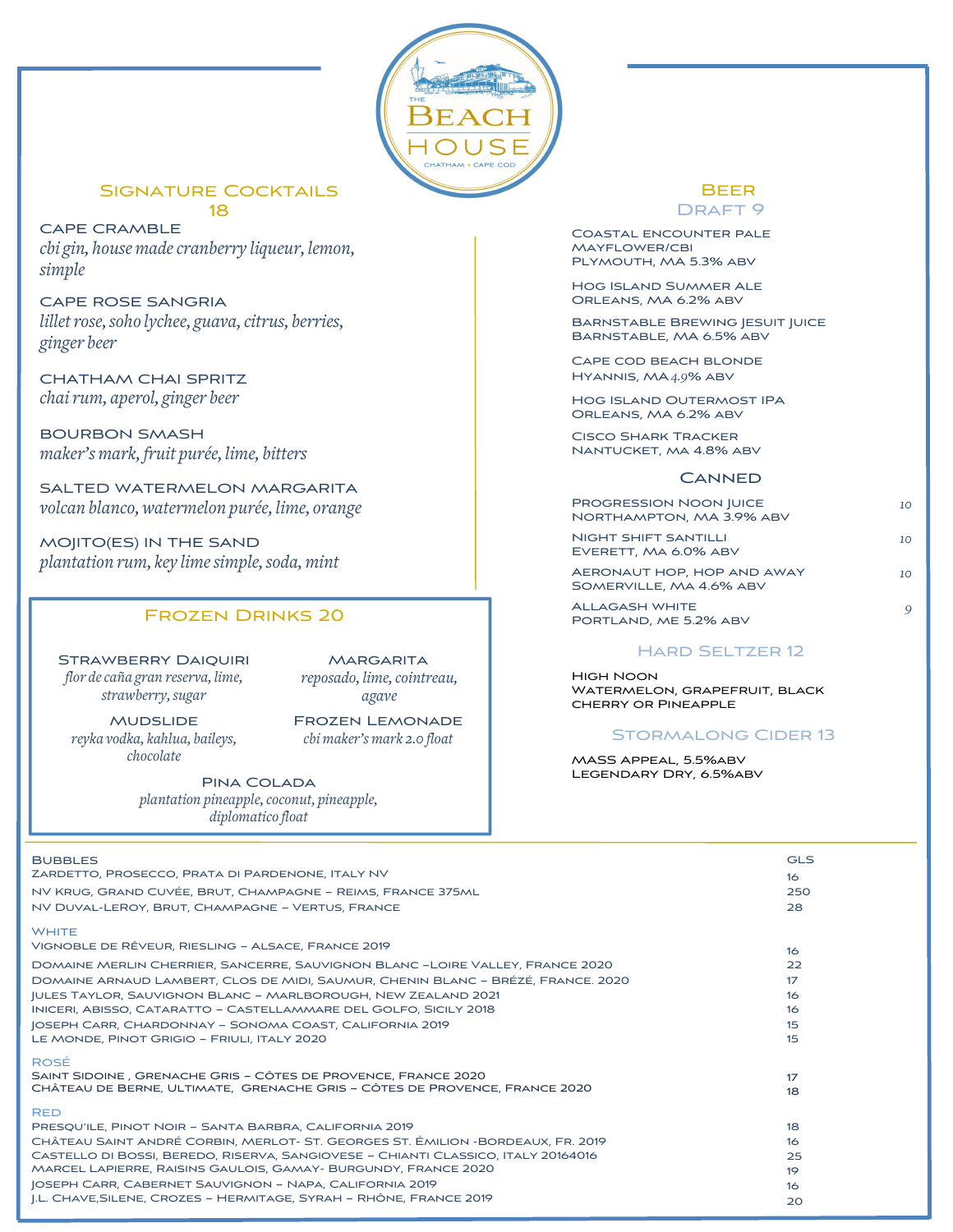The Beach House
Chatham • Cape Cod

## Signature Cocktails
18

**CAPE CRAMBLE**
*cbi gin, house made cranberry liqueur, lemon, simple*

**CAPE ROSE SANGRIA**
*lillet rose, soho lychee, guava, citrus, berries, ginger beer*

**CHATHAM CHAI SPRITZ**
*chai rum, aperol, ginger beer*

**BOURBON SMASH**
*maker's mark, fruit purée, lime, bitters*

**SALTED WATERMELON MARGARITA**
*volcan blanco, watermelon purée, lime, orange*

**MOJITO(ES) IN THE SAND**
*plantation rum, key lime simple, soda, mint*

## Frozen Drinks 20

**Strawberry Daiquiri**
*flor de caña gran reserva, lime, strawberry, sugar*

**Margarita**
*reposado, lime, cointreau, agave*

**Mudslide**
*reyka vodka, kahlua, baileys, chocolate*

**Frozen Lemonade**
*cbi maker's mark 2.0 float*

**Pina Colada**
*plantation pineapple, coconut, pineapple, diplomatico float*

## Beer

### Draft 9

Coastal Encounter Pale
Mayflower/CBI
Plymouth, MA 5.3% ABV

Hog Island Summer Ale
Orleans, MA 6.2% ABV

Barnstable Brewing Jesuit Juice
Barnstable, MA 6.5% ABV

Cape Cod Beach Blonde
Hyannis, MA 4.9% ABV

Hog Island Outermost IPA
Orleans, MA 6.2% ABV

Cisco Shark Tracker
Nantucket, MA 4.8% ABV

### Canned

| | |
|---|---|
| Progression Noon Juice<br>Northampton, MA 3.9% ABV | 10 |
| Night Shift Santilli<br>Everett, MA 6.0% ABV | 10 |
| Aeronaut Hop, Hop and Away<br>Somerville, MA 4.6% ABV | 10 |
| Allagash White<br>Portland, ME 5.2% ABV | 9 |

### Hard Seltzer 12

High Noon
Watermelon, Grapefruit, Black Cherry or Pineapple

### Stormalong Cider 13

Mass Appeal, 5.5%ABV
Legendary Dry, 6.5%ABV

| Bubbles | GLS |
|---|---|
| Zardetto, Prosecco, Prata di Pardenone, Italy NV | 16 |
| NV Krug, Grand Cuvée, Brut, Champagne – Reims, France 375ml | 250 |
| NV Duval-Leroy, Brut, Champagne – Vertus, France | 28 |
| **White** | |
| Vignoble de Rêveur, Riesling – Alsace, France 2019 | 16 |
| Domaine Merlin Cherrier, Sancerre, Sauvignon Blanc –Loire Valley, France 2020 | 22 |
| Domaine Arnaud Lambert, Clos de Midi, Saumur, Chenin Blanc – Brézé, France. 2020 | 17 |
| Jules Taylor, Sauvignon Blanc – Marlborough, New Zealand 2021 | 16 |
| Iniceri, Abisso, Cataratto – Castellammare del Golfo, Sicily 2018 | 16 |
| Joseph Carr, Chardonnay – Sonoma Coast, California 2019 | 15 |
| Le Monde, Pinot Grigio – Friuli, Italy 2020 | 15 |
| **Rosé** | |
| Saint Sidoine , Grenache Gris – Côtes de Provence, France 2020 | 17 |
| Château de Berne, Ultimate, Grenache Gris – Côtes de Provence, France 2020 | 18 |
| **Red** | |
| Presqu'ile, Pinot Noir – Santa Barbra, California 2019 | 18 |
| Château Saint André Corbin, Merlot- St. Georges St. Émilion -Bordeaux, Fr. 2019 | 16 |
| Castello di Bossi, Beredo, Riserva, Sangiovese – Chianti Classico, Italy 20164016 | 25 |
| Marcel Lapierre, Raisins Gaulois, Gamay- Burgundy, France 2020 | 19 |
| Joseph Carr, Cabernet Sauvignon – Napa, California 2019 | 16 |
| J.L. Chave,Silene, Crozes – Hermitage, Syrah – Rhône, France 2019 | 20 |